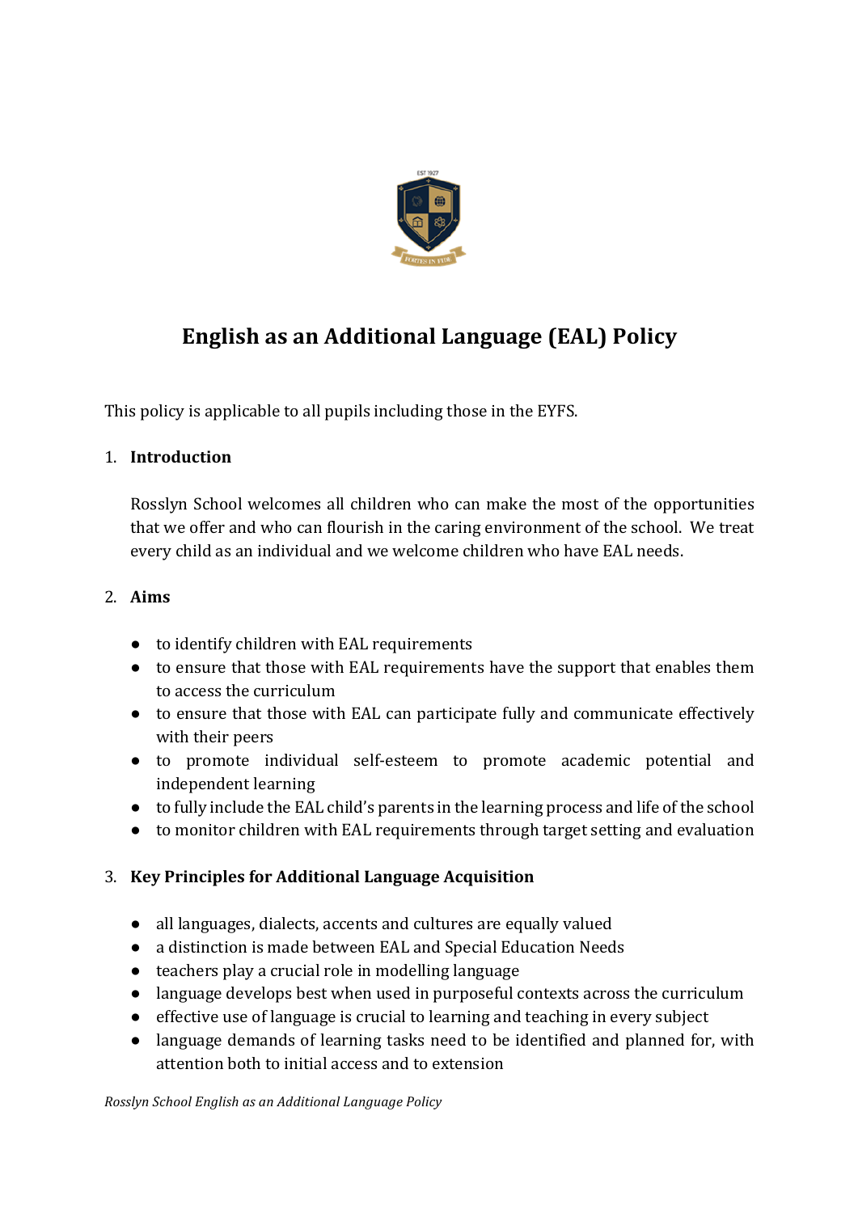# English as an Additional Language (EAL) Policy

This policy is applicable to all pupils including those in the EYFS.

## 1. Introduction

Rosslyn School welcomes all children who can make the most of the opportunities that we offer and who can flourish in the caring environment of the school. We treat every child as an individual and we welcome children who have EAL needs.

## 2. Aims

- to identify children with EAL requirements
- to ensure that those with EAL requirements have the support that enables them to access the curriculum
- to ensure that those with EAL can participate fully and communicate effectively with their peers
- to promote individual self-esteem to promote academic potential and independent learning
- to fully include the EAL child's parents in the learning process and life of the school
- to monitor children with EAL requirements through target setting and evaluation

## 3. Key Principles for Additional Language Acquisition

- all languages, dialects, accents and cultures are equally valued
- a distinction is made between EAL and Special Education Needs
- teachers play a crucial role in modelling language
- language develops best when used in purposeful contexts across the curriculum
- effective use of language is crucial to learning and teaching in every subject
- language demands of learning tasks need to be identified and planned for, with attention both to initial access and to extension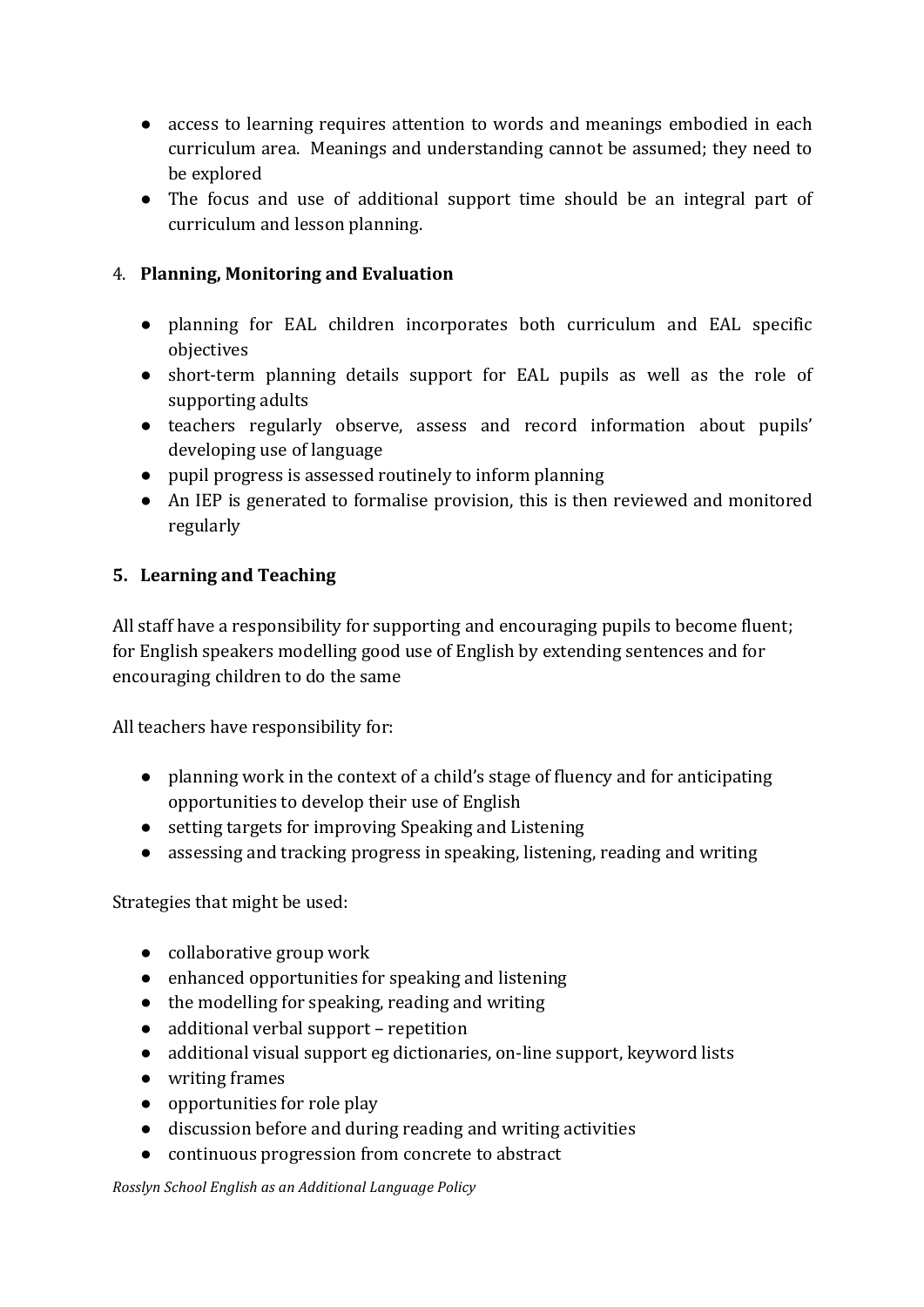- access to learning requires attention to words and meanings embodied in each curriculum area. Meanings and understanding cannot be assumed; they need to be explored
- The focus and use of additional support time should be an integral part of curriculum and lesson planning.

## 4. **Planning, Monitoring and Evaluation**

- planning for EAL children incorporates both curriculum and EAL specific objectives
- short-term planning details support for EAL pupils as well as the role of supporting adults
- teachers regularly observe, assess and record information about pupils' developing use of language
- pupil progress is assessed routinely to inform planning
- An IEP is generated to formalise provision, this is then reviewed and monitored regularly

## 5. **Learning and Teaching**

All staff have a responsibility for supporting and encouraging pupils to become fluent; for English speakers modelling good use of English by extending sentences and for encouraging children to do the same

All teachers have responsibility for:

- planning work in the context of a child's stage of fluency and for anticipating opportunities to develop their use of English
- setting targets for improving Speaking and Listening
- assessing and tracking progress in speaking, listening, reading and writing

Strategies that might be used:

- collaborative group work
- enhanced opportunities for speaking and listening
- the modelling for speaking, reading and writing
- additional verbal support – repetition
- additional visual support eg dictionaries, on-line support, keyword lists
- writing frames
- opportunities for role play
- discussion before and during reading and writing activities
- continuous progression from concrete to abstract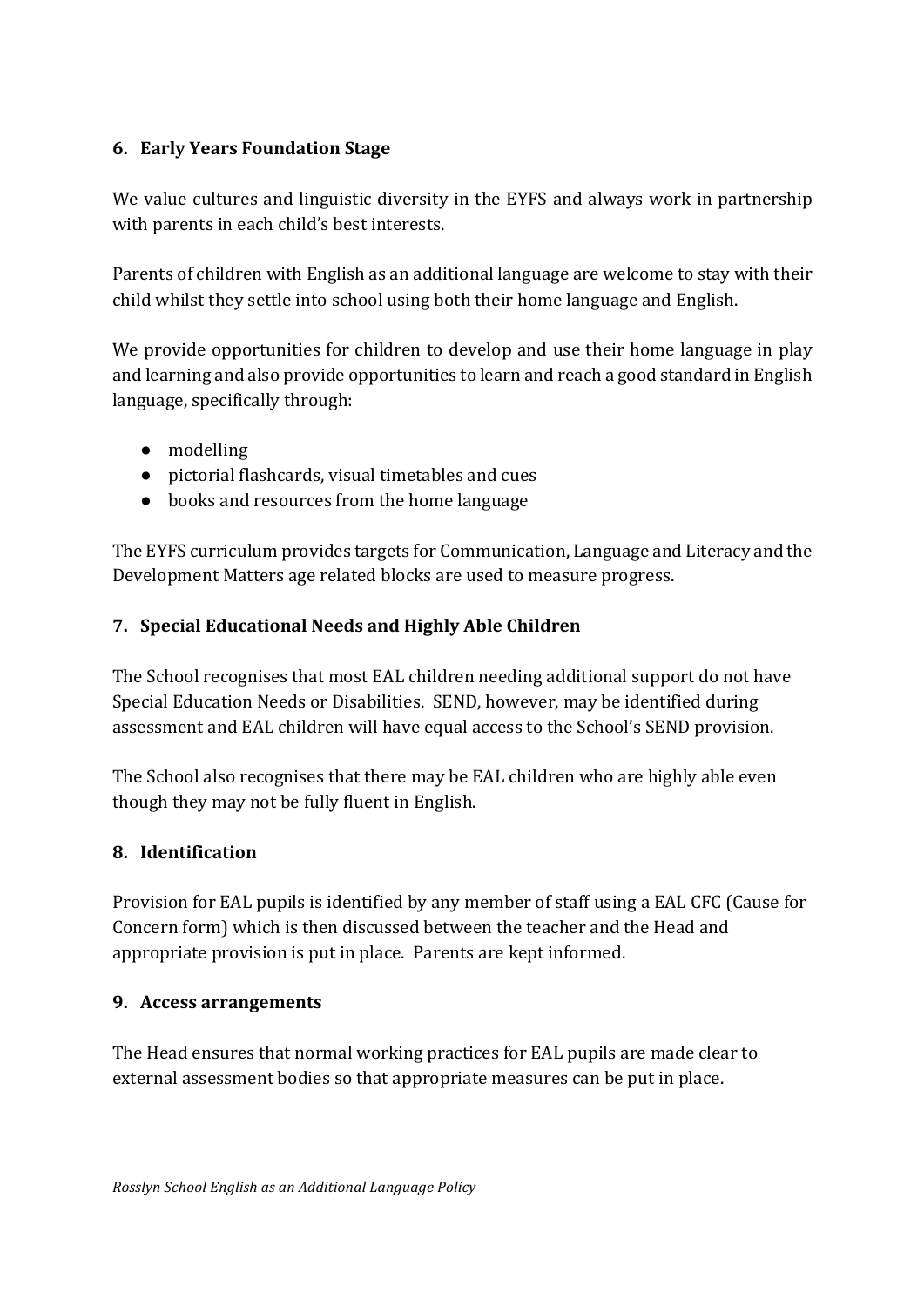## 6. Early Years Foundation Stage

We value cultures and linguistic diversity in the EYFS and always work in partnership with parents in each child's best interests.

Parents of children with English as an additional language are welcome to stay with their child whilst they settle into school using both their home language and English.

We provide opportunities for children to develop and use their home language in play and learning and also provide opportunities to learn and reach a good standard in English language, specifically through:

- modelling
- pictorial flashcards, visual timetables and cues
- books and resources from the home language

The EYFS curriculum provides targets for Communication, Language and Literacy and the Development Matters age related blocks are used to measure progress.

## 7. Special Educational Needs and Highly Able Children

The School recognises that most EAL children needing additional support do not have Special Education Needs or Disabilities. SEND, however, may be identified during assessment and EAL children will have equal access to the School's SEND provision.

The School also recognises that there may be EAL children who are highly able even though they may not be fully fluent in English.

## 8. Identification

Provision for EAL pupils is identified by any member of staff using a EAL CFC (Cause for Concern form) which is then discussed between the teacher and the Head and appropriate provision is put in place. Parents are kept informed.

## 9. Access arrangements

The Head ensures that normal working practices for EAL pupils are made clear to external assessment bodies so that appropriate measures can be put in place.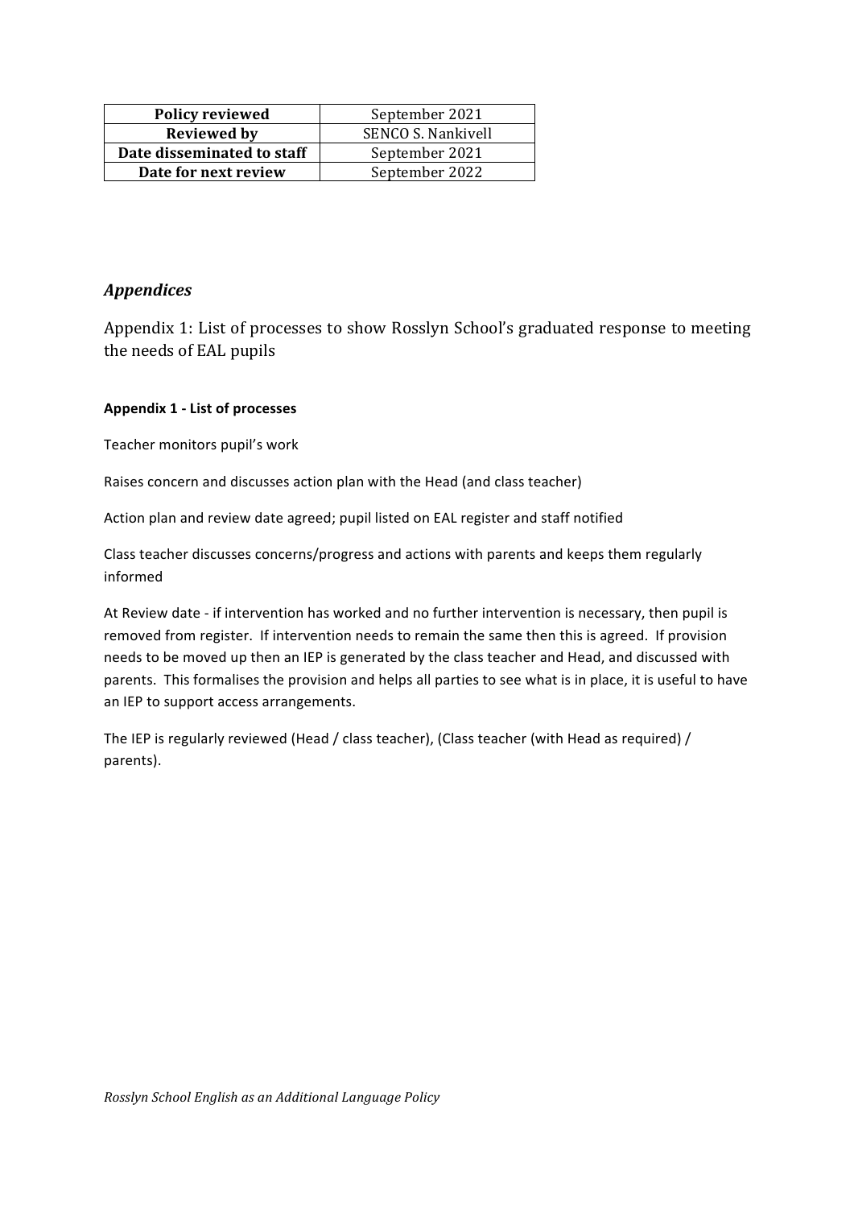| | |
|---|---|
| **Policy reviewed** | September 2021 |
| **Reviewed by** | SENCO S. Nankivell |
| **Date disseminated to staff** | September 2021 |
| **Date for next review** | September 2022 |

## *Appendices*

Appendix 1: List of processes to show Rosslyn School's graduated response to meeting the needs of EAL pupils

#### **Appendix 1 - List of processes**

Teacher monitors pupil's work

Raises concern and discusses action plan with the Head (and class teacher)

Action plan and review date agreed; pupil listed on EAL register and staff notified

Class teacher discusses concerns/progress and actions with parents and keeps them regularly informed

At Review date - if intervention has worked and no further intervention is necessary, then pupil is removed from register. If intervention needs to remain the same then this is agreed. If provision needs to be moved up then an IEP is generated by the class teacher and Head, and discussed with parents. This formalises the provision and helps all parties to see what is in place, it is useful to have an IEP to support access arrangements.

The IEP is regularly reviewed (Head / class teacher), (Class teacher (with Head as required) / parents).